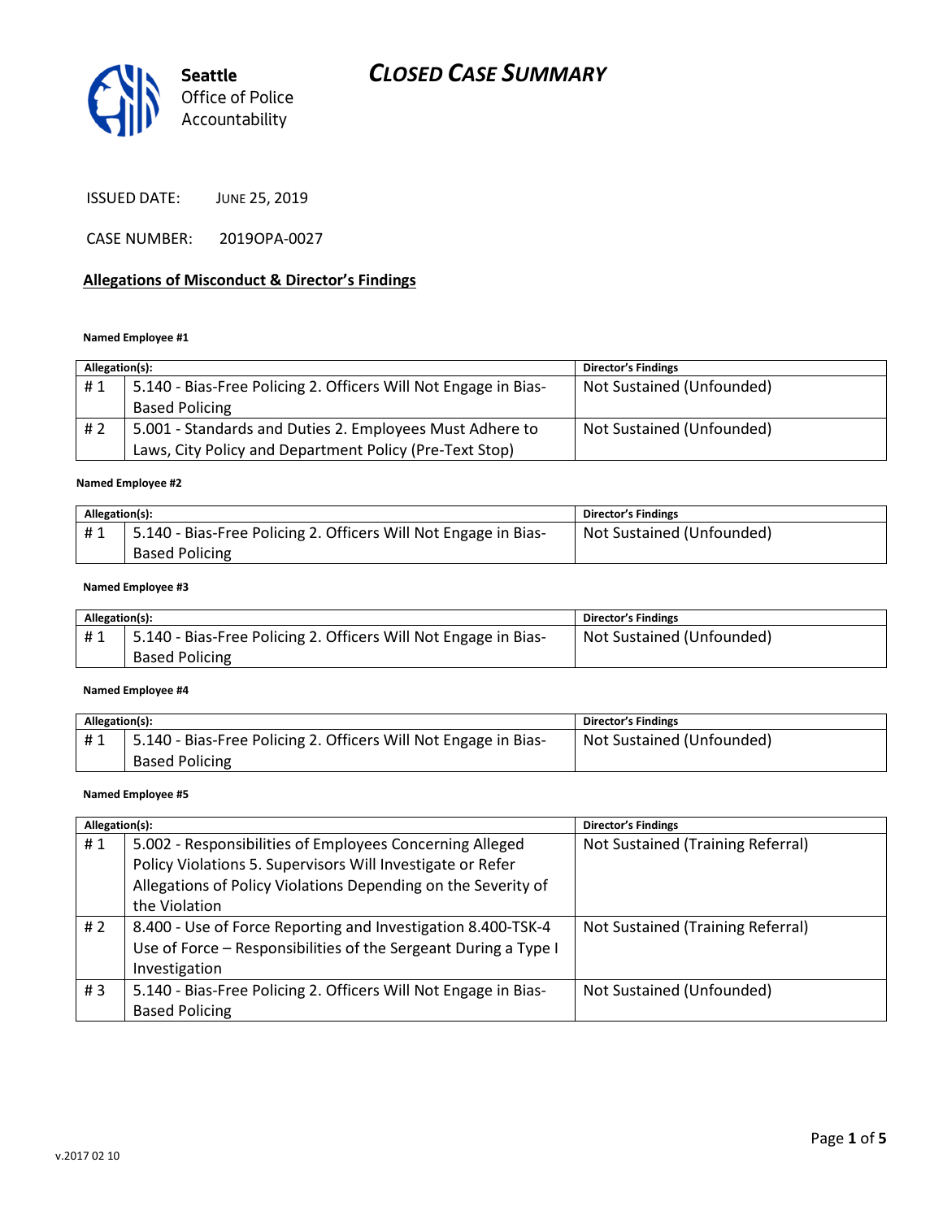Seattle Office of Police Accountability

# CLOSED CASE SUMMARY

ISSUED DATE: JUNE 25, 2019

CASE NUMBER: 2019OPA-0027

## Allegations of Misconduct & Director's Findings

**Named Employee #1**

| Allegation(s): | | Director's Findings |
|---|---|---|
| # 1 | 5.140 - Bias-Free Policing 2. Officers Will Not Engage in Bias-Based Policing | Not Sustained (Unfounded) |
| # 2 | 5.001 - Standards and Duties 2. Employees Must Adhere to Laws, City Policy and Department Policy (Pre-Text Stop) | Not Sustained (Unfounded) |

**Named Employee #2**

| Allegation(s): | | Director's Findings |
|---|---|---|
| # 1 | 5.140 - Bias-Free Policing 2. Officers Will Not Engage in Bias-Based Policing | Not Sustained (Unfounded) |

**Named Employee #3**

| Allegation(s): | | Director's Findings |
|---|---|---|
| # 1 | 5.140 - Bias-Free Policing 2. Officers Will Not Engage in Bias-Based Policing | Not Sustained (Unfounded) |

**Named Employee #4**

| Allegation(s): | | Director's Findings |
|---|---|---|
| # 1 | 5.140 - Bias-Free Policing 2. Officers Will Not Engage in Bias-Based Policing | Not Sustained (Unfounded) |

**Named Employee #5**

| Allegation(s): | | Director's Findings |
|---|---|---|
| # 1 | 5.002 - Responsibilities of Employees Concerning Alleged Policy Violations 5. Supervisors Will Investigate or Refer Allegations of Policy Violations Depending on the Severity of the Violation | Not Sustained (Training Referral) |
| # 2 | 8.400 - Use of Force Reporting and Investigation 8.400-TSK-4 Use of Force – Responsibilities of the Sergeant During a Type I Investigation | Not Sustained (Training Referral) |
| # 3 | 5.140 - Bias-Free Policing 2. Officers Will Not Engage in Bias-Based Policing | Not Sustained (Unfounded) |

v.2017 02 10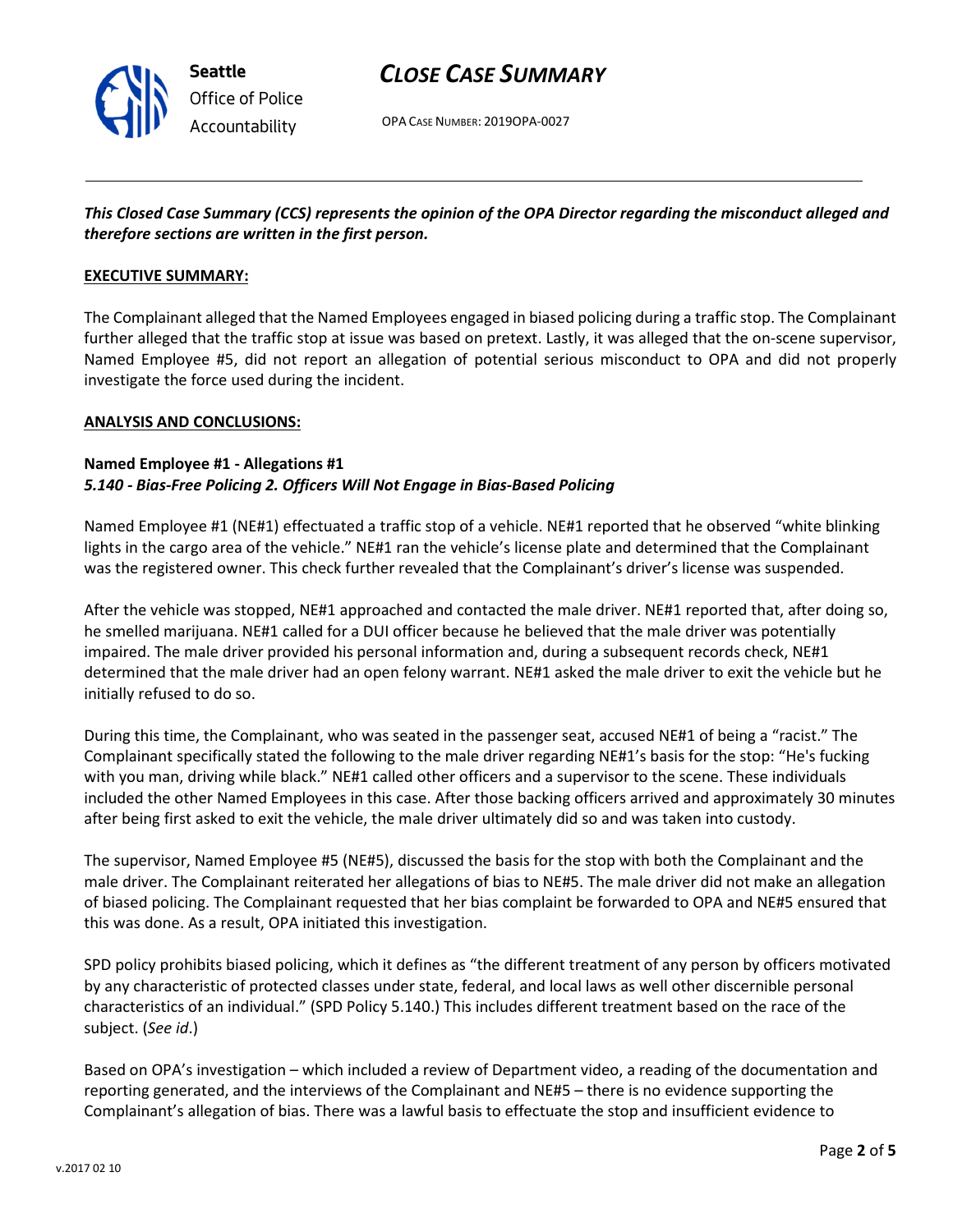# CLOSE CASE SUMMARY

OPA CASE NUMBER: 2019OPA-0027

***This Closed Case Summary (CCS) represents the opinion of the OPA Director regarding the misconduct alleged and therefore sections are written in the first person.***

**EXECUTIVE SUMMARY:**

The Complainant alleged that the Named Employees engaged in biased policing during a traffic stop. The Complainant further alleged that the traffic stop at issue was based on pretext. Lastly, it was alleged that the on-scene supervisor, Named Employee #5, did not report an allegation of potential serious misconduct to OPA and did not properly investigate the force used during the incident.

**ANALYSIS AND CONCLUSIONS:**

**Named Employee #1 - Allegations #1**
***5.140 - Bias-Free Policing 2. Officers Will Not Engage in Bias-Based Policing***

Named Employee #1 (NE#1) effectuated a traffic stop of a vehicle. NE#1 reported that he observed "white blinking lights in the cargo area of the vehicle." NE#1 ran the vehicle's license plate and determined that the Complainant was the registered owner. This check further revealed that the Complainant's driver's license was suspended.

After the vehicle was stopped, NE#1 approached and contacted the male driver. NE#1 reported that, after doing so, he smelled marijuana. NE#1 called for a DUI officer because he believed that the male driver was potentially impaired. The male driver provided his personal information and, during a subsequent records check, NE#1 determined that the male driver had an open felony warrant. NE#1 asked the male driver to exit the vehicle but he initially refused to do so.

During this time, the Complainant, who was seated in the passenger seat, accused NE#1 of being a "racist." The Complainant specifically stated the following to the male driver regarding NE#1's basis for the stop: "He's fucking with you man, driving while black." NE#1 called other officers and a supervisor to the scene. These individuals included the other Named Employees in this case. After those backing officers arrived and approximately 30 minutes after being first asked to exit the vehicle, the male driver ultimately did so and was taken into custody.

The supervisor, Named Employee #5 (NE#5), discussed the basis for the stop with both the Complainant and the male driver. The Complainant reiterated her allegations of bias to NE#5. The male driver did not make an allegation of biased policing. The Complainant requested that her bias complaint be forwarded to OPA and NE#5 ensured that this was done. As a result, OPA initiated this investigation.

SPD policy prohibits biased policing, which it defines as "the different treatment of any person by officers motivated by any characteristic of protected classes under state, federal, and local laws as well other discernible personal characteristics of an individual." (SPD Policy 5.140.) This includes different treatment based on the race of the subject. (*See id*.)

Based on OPA's investigation – which included a review of Department video, a reading of the documentation and reporting generated, and the interviews of the Complainant and NE#5 – there is no evidence supporting the Complainant's allegation of bias. There was a lawful basis to effectuate the stop and insufficient evidence to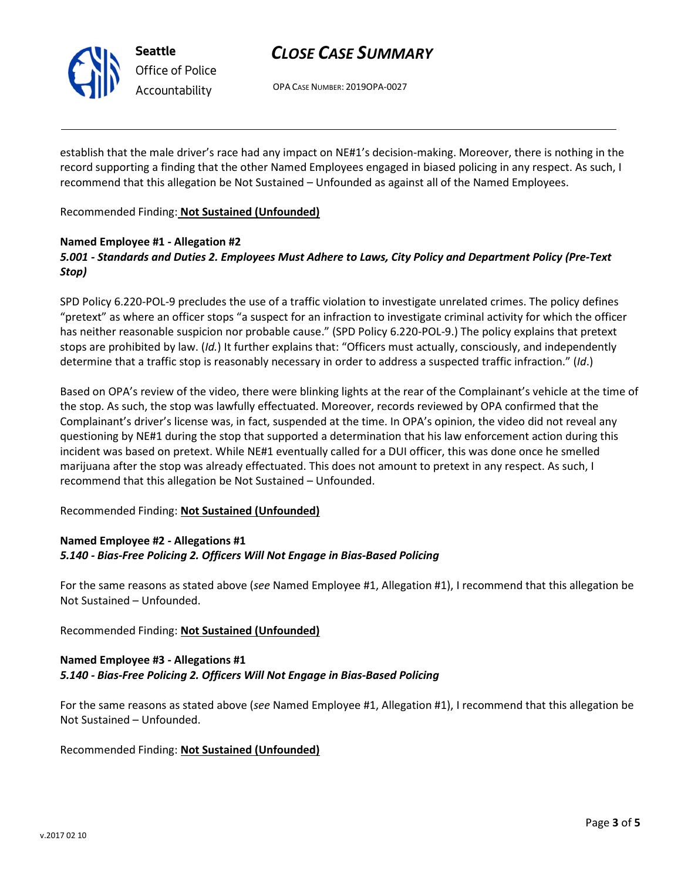establish that the male driver's race had any impact on NE#1's decision-making. Moreover, there is nothing in the record supporting a finding that the other Named Employees engaged in biased policing in any respect. As such, I recommend that this allegation be Not Sustained – Unfounded as against all of the Named Employees.

Recommended Finding: **Not Sustained (Unfounded)**

**Named Employee #1 - Allegation #2**
***5.001 - Standards and Duties 2. Employees Must Adhere to Laws, City Policy and Department Policy (Pre-Text Stop)***

SPD Policy 6.220-POL-9 precludes the use of a traffic violation to investigate unrelated crimes. The policy defines "pretext" as where an officer stops "a suspect for an infraction to investigate criminal activity for which the officer has neither reasonable suspicion nor probable cause." (SPD Policy 6.220-POL-9.) The policy explains that pretext stops are prohibited by law. (*Id.*) It further explains that: "Officers must actually, consciously, and independently determine that a traffic stop is reasonably necessary in order to address a suspected traffic infraction." (*Id*.)

Based on OPA's review of the video, there were blinking lights at the rear of the Complainant's vehicle at the time of the stop. As such, the stop was lawfully effectuated. Moreover, records reviewed by OPA confirmed that the Complainant's driver's license was, in fact, suspended at the time. In OPA's opinion, the video did not reveal any questioning by NE#1 during the stop that supported a determination that his law enforcement action during this incident was based on pretext. While NE#1 eventually called for a DUI officer, this was done once he smelled marijuana after the stop was already effectuated. This does not amount to pretext in any respect. As such, I recommend that this allegation be Not Sustained – Unfounded.

Recommended Finding: **Not Sustained (Unfounded)**

**Named Employee #2 - Allegations #1**
***5.140 - Bias-Free Policing 2. Officers Will Not Engage in Bias-Based Policing***

For the same reasons as stated above (*see* Named Employee #1, Allegation #1), I recommend that this allegation be Not Sustained – Unfounded.

Recommended Finding: **Not Sustained (Unfounded)**

**Named Employee #3 - Allegations #1**
***5.140 - Bias-Free Policing 2. Officers Will Not Engage in Bias-Based Policing***

For the same reasons as stated above (*see* Named Employee #1, Allegation #1), I recommend that this allegation be Not Sustained – Unfounded.

Recommended Finding: **Not Sustained (Unfounded)**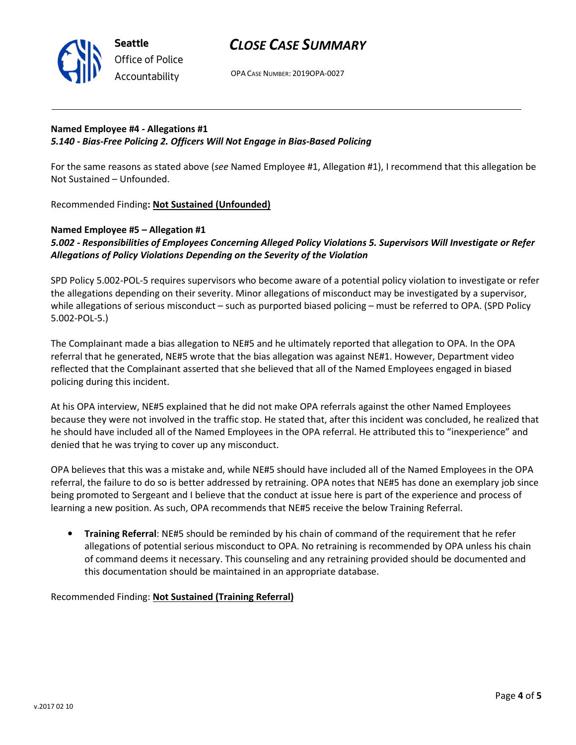**Named Employee #4 - Allegations #1**
***5.140 - Bias-Free Policing 2. Officers Will Not Engage in Bias-Based Policing***

For the same reasons as stated above (*see* Named Employee #1, Allegation #1), I recommend that this allegation be Not Sustained – Unfounded.

Recommended Finding**: <u>Not Sustained (Unfounded)</u>**

**Named Employee #5 – Allegation #1**
***5.002 - Responsibilities of Employees Concerning Alleged Policy Violations 5. Supervisors Will Investigate or Refer Allegations of Policy Violations Depending on the Severity of the Violation***

SPD Policy 5.002-POL-5 requires supervisors who become aware of a potential policy violation to investigate or refer the allegations depending on their severity. Minor allegations of misconduct may be investigated by a supervisor, while allegations of serious misconduct – such as purported biased policing – must be referred to OPA. (SPD Policy 5.002-POL-5.)

The Complainant made a bias allegation to NE#5 and he ultimately reported that allegation to OPA. In the OPA referral that he generated, NE#5 wrote that the bias allegation was against NE#1. However, Department video reflected that the Complainant asserted that she believed that all of the Named Employees engaged in biased policing during this incident.

At his OPA interview, NE#5 explained that he did not make OPA referrals against the other Named Employees because they were not involved in the traffic stop. He stated that, after this incident was concluded, he realized that he should have included all of the Named Employees in the OPA referral. He attributed this to "inexperience" and denied that he was trying to cover up any misconduct.

OPA believes that this was a mistake and, while NE#5 should have included all of the Named Employees in the OPA referral, the failure to do so is better addressed by retraining. OPA notes that NE#5 has done an exemplary job since being promoted to Sergeant and I believe that the conduct at issue here is part of the experience and process of learning a new position. As such, OPA recommends that NE#5 receive the below Training Referral.

- **Training Referral**: NE#5 should be reminded by his chain of command of the requirement that he refer allegations of potential serious misconduct to OPA. No retraining is recommended by OPA unless his chain of command deems it necessary. This counseling and any retraining provided should be documented and this documentation should be maintained in an appropriate database.

Recommended Finding: **<u>Not Sustained (Training Referral)</u>**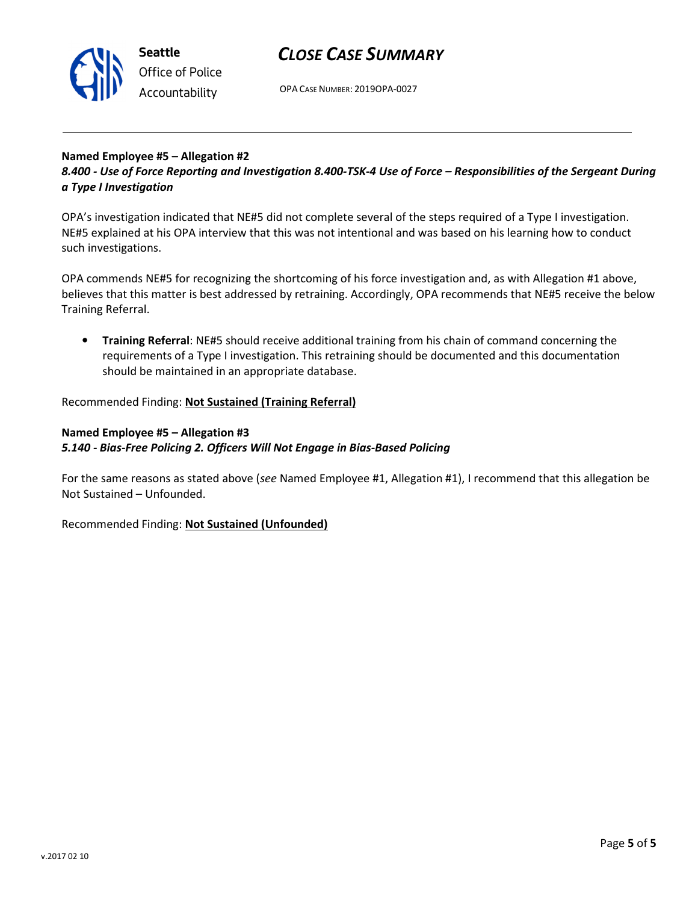**Named Employee #5 – Allegation #2**
***8.400 - Use of Force Reporting and Investigation 8.400-TSK-4 Use of Force – Responsibilities of the Sergeant During a Type I Investigation***

OPA's investigation indicated that NE#5 did not complete several of the steps required of a Type I investigation. NE#5 explained at his OPA interview that this was not intentional and was based on his learning how to conduct such investigations.

OPA commends NE#5 for recognizing the shortcoming of his force investigation and, as with Allegation #1 above, believes that this matter is best addressed by retraining. Accordingly, OPA recommends that NE#5 receive the below Training Referral.

- **Training Referral**: NE#5 should receive additional training from his chain of command concerning the requirements of a Type I investigation. This retraining should be documented and this documentation should be maintained in an appropriate database.

Recommended Finding: **Not Sustained (Training Referral)**

**Named Employee #5 – Allegation #3**
***5.140 - Bias-Free Policing 2. Officers Will Not Engage in Bias-Based Policing***

For the same reasons as stated above (*see* Named Employee #1, Allegation #1), I recommend that this allegation be Not Sustained – Unfounded.

Recommended Finding: **Not Sustained (Unfounded)**